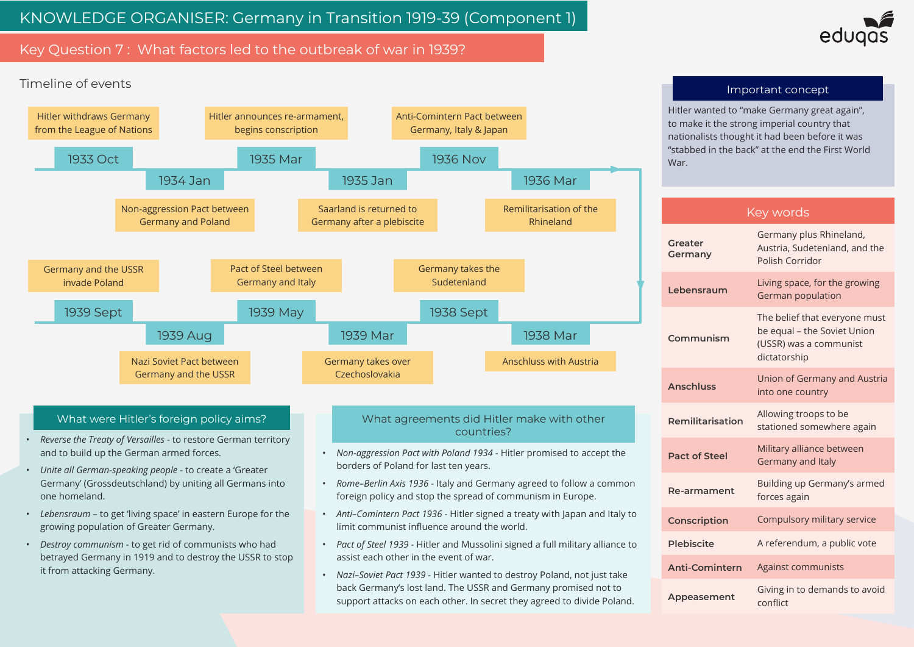# KNOWLEDGE ORGANISER: Germany in Transition 1919-39 (Component 1)

## Key Question 7 : What factors led to the outbreak of war in 1939?

### Timeline of events

| Date | Event |
|---|---|
| 1933 Oct | Hitler withdraws Germany from the League of Nations |
| 1934 Jan | Non-aggression Pact between Germany and Poland |
| 1935 Mar | Hitler announces re-armament, begins conscription |
| 1935 Jan | Saarland is returned to Germany after a plebiscite |
| 1936 Nov | Anti-Comintern Pact between Germany, Italy & Japan |
| 1936 Mar | Remilitarisation of the Rhineland |
| 1938 Mar | Anschluss with Austria |
| 1938 Sept | Germany takes the Sudetenland |
| 1939 Mar | Germany takes over Czechoslovakia |
| 1939 May | Pact of Steel between Germany and Italy |
| 1939 Aug | Nazi Soviet Pact between Germany and the USSR |
| 1939 Sept | Germany and the USSR invade Poland |

### What were Hitler's foreign policy aims?

- *Reverse the Treaty of Versailles* - to restore German territory and to build up the German armed forces.
- *Unite all German-speaking people* - to create a 'Greater Germany' (Grossdeutschland) by uniting all Germans into one homeland.
- *Lebensraum* – to get 'living space' in eastern Europe for the growing population of Greater Germany.
- *Destroy communism* - to get rid of communists who had betrayed Germany in 1919 and to destroy the USSR to stop it from attacking Germany.

### What agreements did Hitler make with other countries?

- *Non-aggression Pact with Poland 1934* - Hitler promised to accept the borders of Poland for last ten years.
- *Rome–Berlin Axis 1936* - Italy and Germany agreed to follow a common foreign policy and stop the spread of communism in Europe.
- *Anti–Comintern Pact 1936* - Hitler signed a treaty with Japan and Italy to limit communist influence around the world.
- *Pact of Steel 1939* - Hitler and Mussolini signed a full military alliance to assist each other in the event of war.
- *Nazi–Soviet Pact 1939* - Hitler wanted to destroy Poland, not just take back Germany's lost land. The USSR and Germany promised not to support attacks on each other. In secret they agreed to divide Poland.

### Important concept

Hitler wanted to "make Germany great again", to make it the strong imperial country that nationalists thought it had been before it was "stabbed in the back" at the end the First World War.

### Key words

| Term | Definition |
|---|---|
| **Greater Germany** | Germany plus Rhineland, Austria, Sudetenland, and the Polish Corridor |
| **Lebensraum** | Living space, for the growing German population |
| **Communism** | The belief that everyone must be equal – the Soviet Union (USSR) was a communist dictatorship |
| **Anschluss** | Union of Germany and Austria into one country |
| **Remilitarisation** | Allowing troops to be stationed somewhere again |
| **Pact of Steel** | Military alliance between Germany and Italy |
| **Re-armament** | Building up Germany's armed forces again |
| **Conscription** | Compulsory military service |
| **Plebiscite** | A referendum, a public vote |
| **Anti-Comintern** | Against communists |
| **Appeasement** | Giving in to demands to avoid conflict |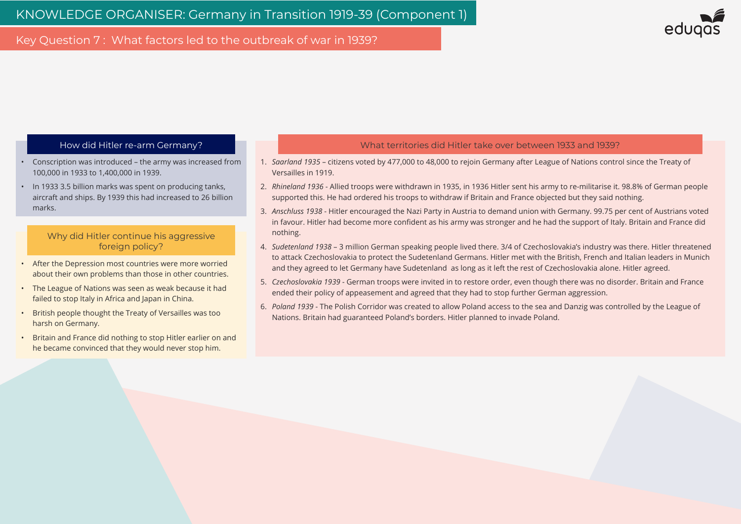# KNOWLEDGE ORGANISER: Germany in Transition 1919-39 (Component 1)

## Key Question 7 : What factors led to the outbreak of war in 1939?

### How did Hitler re-arm Germany?

- Conscription was introduced – the army was increased from 100,000 in 1933 to 1,400,000 in 1939.
- In 1933 3.5 billion marks was spent on producing tanks, aircraft and ships. By 1939 this had increased to 26 billion marks.

### Why did Hitler continue his aggressive foreign policy?

- After the Depression most countries were more worried about their own problems than those in other countries.
- The League of Nations was seen as weak because it had failed to stop Italy in Africa and Japan in China.
- British people thought the Treaty of Versailles was too harsh on Germany.
- Britain and France did nothing to stop Hitler earlier on and he became convinced that they would never stop him.

### What territories did Hitler take over between 1933 and 1939?

1. *Saarland 1935* – citizens voted by 477,000 to 48,000 to rejoin Germany after League of Nations control since the Treaty of Versailles in 1919.
2. *Rhineland 1936* - Allied troops were withdrawn in 1935, in 1936 Hitler sent his army to re-militarise it. 98.8% of German people supported this. He had ordered his troops to withdraw if Britain and France objected but they said nothing.
3. *Anschluss 1938* - Hitler encouraged the Nazi Party in Austria to demand union with Germany. 99.75 per cent of Austrians voted in favour. Hitler had become more confident as his army was stronger and he had the support of Italy. Britain and France did nothing.
4. *Sudetenland 1938* – 3 million German speaking people lived there. 3/4 of Czechoslovakia's industry was there. Hitler threatened to attack Czechoslovakia to protect the Sudetenland Germans. Hitler met with the British, French and Italian leaders in Munich and they agreed to let Germany have Sudetenland as long as it left the rest of Czechoslovakia alone. Hitler agreed.
5. *Czechoslovakia 1939* - German troops were invited in to restore order, even though there was no disorder. Britain and France ended their policy of appeasement and agreed that they had to stop further German aggression.
6. *Poland 1939* - The Polish Corridor was created to allow Poland access to the sea and Danzig was controlled by the League of Nations. Britain had guaranteed Poland's borders. Hitler planned to invade Poland.